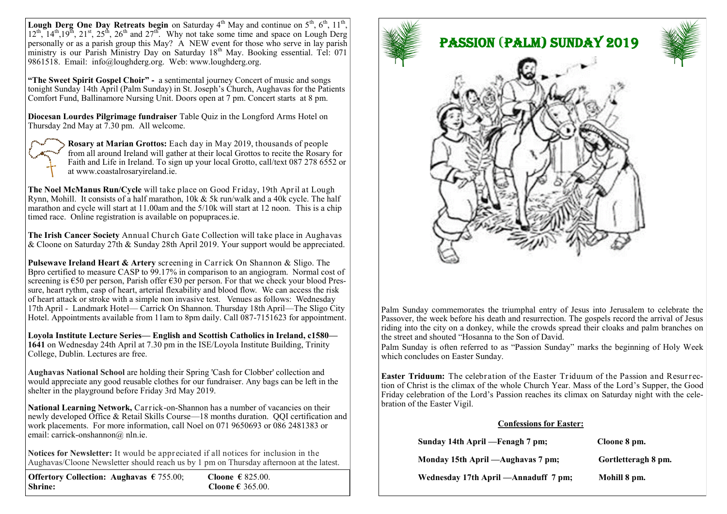**Lough Derg One Day Retreats begin** on Saturday 4th May and continue on 5th, 6th, 11th, 12th, 14th, 19th, 21st, 25th, 26th and 27th. Why not take some time and space on Lough Derg personally or as a parish group this May? A NEW event for those who serve in lay parish ministry is our Parish Ministry Day on Saturday 18th May. Booking essential. Tel: 071 9861518. Email: info@loughderg.org. Web: www.loughderg.org.

**"The Sweet Spirit Gospel Choir" -** a sentimental journey Concert of music and songs tonight Sunday 14th April (Palm Sunday) in St. Joseph's Church, Aughavas for the Patients Comfort Fund, Ballinamore Nursing Unit. Doors open at 7 pm. Concert starts at 8 pm.

**Diocesan Lourdes Pilgrimage fundraiser** Table Quiz in the Longford Arms Hotel on Thursday 2nd May at 7.30 pm. All welcome.

**Rosary at Marian Grottos:** Each day in May 2019, thousands of people from all around Ireland will gather at their local Grottos to recite the Rosary for Faith and Life in Ireland. To sign up your local Grotto, call/text 087 278 6552 or at www.coastalrosaryireland.ie.

**The Noel McManus Run/Cycle** will take place on Good Friday, 19th April at Lough Rynn, Mohill. It consists of a half marathon, 10k & 5k run/walk and a 40k cycle. The half marathon and cycle will start at 11.00am and the 5/10k will start at 12 noon. This is a chip timed race. Online registration is available on popupraces.ie.

**The Irish Cancer Society** Annual Church Gate Collection will take place in Aughavas & Cloone on Saturday 27th & Sunday 28th April 2019. Your support would be appreciated.

**Pulsewave Ireland Heart & Artery** screening in Carrick On Shannon & Sligo. The Bpro certified to measure CASP to 99.17% in comparison to an angiogram. Normal cost of screening is €50 per person, Parish offer €30 per person. For that we check your blood Pressure, heart rythm, casp of heart, arterial flexability and blood flow. We can access the risk of heart attack or stroke with a simple non invasive test. Venues as follows: Wednesday 17th April - Landmark Hotel— Carrick On Shannon. Thursday 18th April—The Sligo City Hotel. Appointments available from 11am to 8pm daily. Call 087-7151623 for appointment.

**Loyola Institute Lecture Series— English and Scottish Catholics in Ireland, c1580—1641** on Wednesday 24th April at 7.30 pm in the ISE/Loyola Institute Building, Trinity College, Dublin. Lectures are free.

**Aughavas National School** are holding their Spring 'Cash for Clobber' collection and would appreciate any good reusable clothes for our fundraiser. Any bags can be left in the shelter in the playground before Friday 3rd May 2019.

**National Learning Network,** Carrick-on-Shannon has a number of vacancies on their newly developed Office & Retail Skills Course—18 months duration. QQI certification and work placements. For more information, call Noel on 071 9650693 or 086 2481383 or email: carrick-onshannon@ nln.ie.

**Notices for Newsletter:** It would be appreciated if all notices for inclusion in the Aughavas/Cloone Newsletter should reach us by 1 pm on Thursday afternoon at the latest.

**Offertory Collection: Aughavas €** 755.00; **Cloone €** 825.00.
**Shrine:** **Cloone €** 365.00.

# PASSION (PALM) SUNDAY 2019

Palm Sunday commemorates the triumphal entry of Jesus into Jerusalem to celebrate the Passover, the week before his death and resurrection. The gospels record the arrival of Jesus riding into the city on a donkey, while the crowds spread their cloaks and palm branches on the street and shouted "Hosanna to the Son of David.

Palm Sunday is often referred to as "Passion Sunday" marks the beginning of Holy Week which concludes on Easter Sunday.

**Easter Triduum:** The celebration of the Easter Triduum of the Passion and Resurrection of Christ is the climax of the whole Church Year. Mass of the Lord's Supper, the Good Friday celebration of the Lord's Passion reaches its climax on Saturday night with the celebration of the Easter Vigil.

**Confessions for Easter:**

**Sunday 14th April —Fenagh 7 pm; Cloone 8 pm.**

**Monday 15th April —Aughavas 7 pm; Gortletteragh 8 pm.**

**Wednesday 17th April —Annaduff 7 pm; Mohill 8 pm.**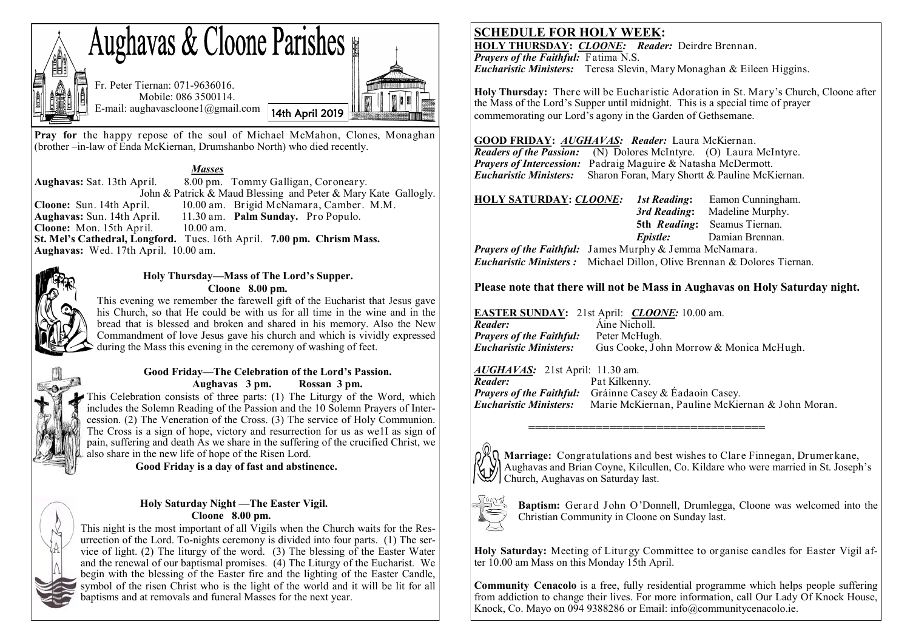# Aughavas & Cloone Parishes

Fr. Peter Tiernan: 071-9636016.
Mobile: 086 3500114.
E-mail: aughavascloone1@gmail.com

14th April 2019

**Pray for** the happy repose of the soul of Michael McMahon, Clones, Monaghan (brother –in-law of Enda McKiernan, Drumshanbo North) who died recently.

### *Masses*

**Aughavas:** Sat. 13th April. 8.00 pm. Tommy Galligan, Coroneary. John & Patrick & Maud Blessing and Peter & Mary Kate Gallogly.
**Cloone:** Sun. 14th April. 10.00 am. Brigid McNamara, Camber. M.M.
**Aughavas:** Sun. 14th April. 11.30 am. **Palm Sunday.** Pro Populo.
**Cloone:** Mon. 15th April. 10.00 am.
**St. Mel's Cathedral, Longford.** Tues. 16th April. **7.00 pm. Chrism Mass.**
**Aughavas:** Wed. 17th April. 10.00 am.

### Holy Thursday—Mass of The Lord's Supper.
**Cloone 8.00 pm.**

This evening we remember the farewell gift of the Eucharist that Jesus gave his Church, so that He could be with us for all time in the wine and in the bread that is blessed and broken and shared in his memory. Also the New Commandment of love Jesus gave his church and which is vividly expressed during the Mass this evening in the ceremony of washing of feet.

### Good Friday—The Celebration of the Lord's Passion.
**Aughavas 3 pm. Rossan 3 pm.**

This Celebration consists of three parts: (1) The Liturgy of the Word, which includes the Solemn Reading of the Passion and the 10 Solemn Prayers of Intercession. (2) The Veneration of the Cross. (3) The service of Holy Communion. The Cross is a sign of hope, victory and resurrection for us as we1l as sign of pain, suffering and death As we share in the suffering of the crucified Christ, we also share in the new life of hope of the Risen Lord.

**Good Friday is a day of fast and abstinence.**

### Holy Saturday Night —The Easter Vigil.
**Cloone 8.00 pm.**

This night is the most important of all Vigils when the Church waits for the Resurrection of the Lord. To-nights ceremony is divided into four parts. (1) The service of light. (2) The liturgy of the word. (3) The blessing of the Easter Water and the renewal of our baptismal promises. (4) The Liturgy of the Eucharist. We begin with the blessing of the Easter fire and the lighting of the Easter Candle, symbol of the risen Christ who is the light of the world and it will be lit for all baptisms and at removals and funeral Masses for the next year.

## SCHEDULE FOR HOLY WEEK:

**HOLY THURSDAY:** ***CLOONE:*** ***Reader:*** Deirdre Brennan.
***Prayers of the Faithful:*** Fatima N.S.
***Eucharistic Ministers:*** Teresa Slevin, Mary Monaghan & Eileen Higgins.

**Holy Thursday:** There will be Eucharistic Adoration in St. Mary's Church, Cloone after the Mass of the Lord's Supper until midnight. This is a special time of prayer commemorating our Lord's agony in the Garden of Gethsemane.

**GOOD FRIDAY:** ***AUGHAVAS:*** ***Reader:*** Laura McKiernan.
***Readers of the Passion:*** (N) Dolores McIntyre. (O) Laura McIntyre.
***Prayers of Intercession:*** Padraig Maguire & Natasha McDermott.
***Eucharistic Ministers:*** Sharon Foran, Mary Shortt & Pauline McKiernan.

**HOLY SATURDAY:** ***CLOONE:***
***1st Reading*:** Eamon Cunningham.
***3rd Reading*:** Madeline Murphy.
**5th *Reading*:** Seamus Tiernan.
***Epistle:*** Damian Brennan.
***Prayers of the Faithful:*** James Murphy & Jemma McNamara.
***Eucharistic Ministers :*** Michael Dillon, Olive Brennan & Dolores Tiernan.

**Please note that there will not be Mass in Aughavas on Holy Saturday night.**

**EASTER SUNDAY:** 21st April: ***CLOONE:*** 10.00 am.
***Reader:*** Áine Nicholl.
***Prayers of the Faithful:*** Peter McHugh.
***Eucharistic Ministers:*** Gus Cooke, John Morrow & Monica McHugh.

***AUGHAVAS:*** 21st April: 11.30 am.
***Reader:*** Pat Kilkenny.
***Prayers of the Faithful:*** Gráinne Casey & Éadaoin Casey.
***Eucharistic Ministers:*** Marie McKiernan, Pauline McKiernan & John Moran.

==================================

**Marriage:** Congratulations and best wishes to Clare Finnegan, Drumerkane, Aughavas and Brian Coyne, Kilcullen, Co. Kildare who were married in St. Joseph's Church, Aughavas on Saturday last.

**Baptism:** Gerard John O'Donnell, Drumlegga, Cloone was welcomed into the Christian Community in Cloone on Sunday last.

**Holy Saturday:** Meeting of Liturgy Committee to organise candles for Easter Vigil after 10.00 am Mass on this Monday 15th April.

**Community Cenacolo** is a free, fully residential programme which helps people suffering from addiction to change their lives. For more information, call Our Lady Of Knock House, Knock, Co. Mayo on 094 9388286 or Email: info@communitycenacolo.ie.